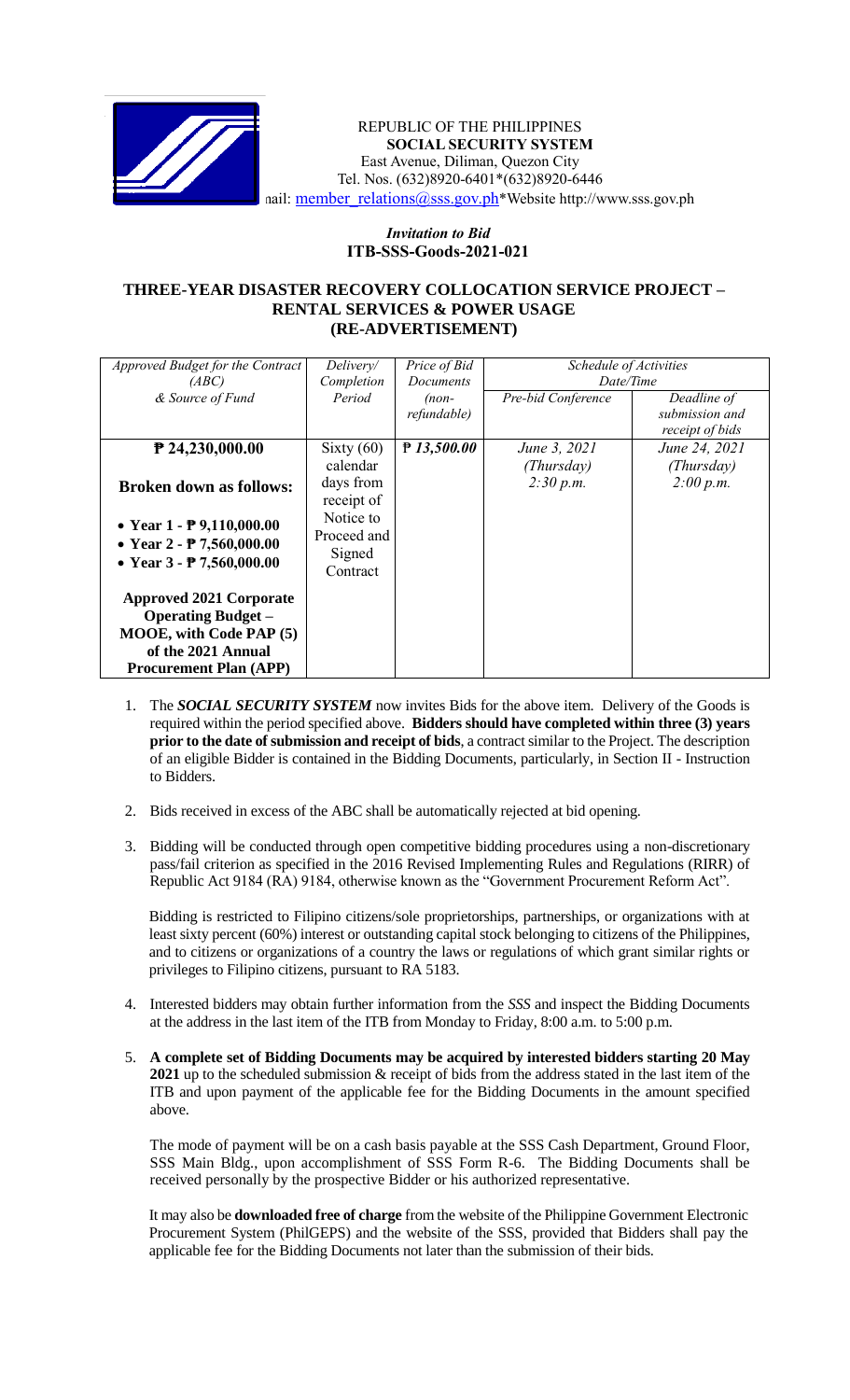REPUBLIC OF THE PHILIPPINES
**SOCIAL SECURITY SYSTEM**
East Avenue, Diliman, Quezon City
Tel. Nos. (632)8920-6401*(632)8920-6446
nail: member_relations@sss.gov.ph*Website http://www.sss.gov.ph

*Invitation to Bid*
**ITB-SSS-Goods-2021-021**

## THREE-YEAR DISASTER RECOVERY COLLOCATION SERVICE PROJECT – RENTAL SERVICES & POWER USAGE (RE-ADVERTISEMENT)

| *Approved Budget for the Contract (ABC) & Source of Fund* | *Delivery/ Completion Period* | *Price of Bid Documents (non-refundable)* | *Schedule of Activities Date/Time* | |
|---|---|---|---|---|
| | | | *Pre-bid Conference* | *Deadline of submission and receipt of bids* |
| **₱ 24,230,000.00**<br><br>**Broken down as follows:**<br><br>• **Year 1 - ₱ 9,110,000.00**<br>• **Year 2 - ₱ 7,560,000.00**<br>• **Year 3 - ₱ 7,560,000.00**<br><br>**Approved 2021 Corporate Operating Budget – MOOE, with Code PAP (5) of the 2021 Annual Procurement Plan (APP)** | Sixty (60) calendar days from receipt of Notice to Proceed and Signed Contract | ***₱ 13,500.00*** | *June 3, 2021 (Thursday) 2:30 p.m.* | *June 24, 2021 (Thursday) 2:00 p.m.* |

1. The ***SOCIAL SECURITY SYSTEM*** now invites Bids for the above item. Delivery of the Goods is required within the period specified above. **Bidders should have completed within three (3) years prior to the date of submission and receipt of bids**, a contract similar to the Project. The description of an eligible Bidder is contained in the Bidding Documents, particularly, in Section II - Instruction to Bidders.

2. Bids received in excess of the ABC shall be automatically rejected at bid opening.

3. Bidding will be conducted through open competitive bidding procedures using a non-discretionary pass/fail criterion as specified in the 2016 Revised Implementing Rules and Regulations (RIRR) of Republic Act 9184 (RA) 9184, otherwise known as the "Government Procurement Reform Act".

   Bidding is restricted to Filipino citizens/sole proprietorships, partnerships, or organizations with at least sixty percent (60%) interest or outstanding capital stock belonging to citizens of the Philippines, and to citizens or organizations of a country the laws or regulations of which grant similar rights or privileges to Filipino citizens, pursuant to RA 5183.

4. Interested bidders may obtain further information from the *SSS* and inspect the Bidding Documents at the address in the last item of the ITB from Monday to Friday, 8:00 a.m. to 5:00 p.m.

5. **A complete set of Bidding Documents may be acquired by interested bidders starting 20 May 2021** up to the scheduled submission & receipt of bids from the address stated in the last item of the ITB and upon payment of the applicable fee for the Bidding Documents in the amount specified above.

   The mode of payment will be on a cash basis payable at the SSS Cash Department, Ground Floor, SSS Main Bldg., upon accomplishment of SSS Form R-6. The Bidding Documents shall be received personally by the prospective Bidder or his authorized representative.

   It may also be **downloaded free of charge** from the website of the Philippine Government Electronic Procurement System (PhilGEPS) and the website of the SSS, provided that Bidders shall pay the applicable fee for the Bidding Documents not later than the submission of their bids.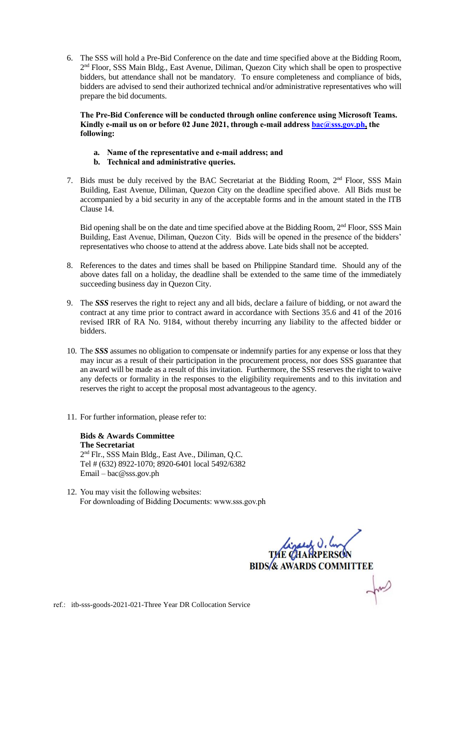6. The SSS will hold a Pre-Bid Conference on the date and time specified above at the Bidding Room, 2nd Floor, SSS Main Bldg., East Avenue, Diliman, Quezon City which shall be open to prospective bidders, but attendance shall not be mandatory. To ensure completeness and compliance of bids, bidders are advised to send their authorized technical and/or administrative representatives who will prepare the bid documents.

   **The Pre-Bid Conference will be conducted through online conference using Microsoft Teams. Kindly e-mail us on or before 02 June 2021, through e-mail address bac@sss.gov.ph, the following:**

   **a. Name of the representative and e-mail address; and**
   **b. Technical and administrative queries.**

7. Bids must be duly received by the BAC Secretariat at the Bidding Room, 2nd Floor, SSS Main Building, East Avenue, Diliman, Quezon City on the deadline specified above. All Bids must be accompanied by a bid security in any of the acceptable forms and in the amount stated in the ITB Clause 14.

   Bid opening shall be on the date and time specified above at the Bidding Room, 2nd Floor, SSS Main Building, East Avenue, Diliman, Quezon City. Bids will be opened in the presence of the bidders' representatives who choose to attend at the address above. Late bids shall not be accepted.

8. References to the dates and times shall be based on Philippine Standard time. Should any of the above dates fall on a holiday, the deadline shall be extended to the same time of the immediately succeeding business day in Quezon City.

9. The ***SSS*** reserves the right to reject any and all bids, declare a failure of bidding, or not award the contract at any time prior to contract award in accordance with Sections 35.6 and 41 of the 2016 revised IRR of RA No. 9184, without thereby incurring any liability to the affected bidder or bidders.

10. The ***SSS*** assumes no obligation to compensate or indemnify parties for any expense or loss that they may incur as a result of their participation in the procurement process, nor does SSS guarantee that an award will be made as a result of this invitation. Furthermore, the SSS reserves the right to waive any defects or formality in the responses to the eligibility requirements and to this invitation and reserves the right to accept the proposal most advantageous to the agency.

11. For further information, please refer to:

    **Bids & Awards Committee**
    **The Secretariat**
    2nd Flr., SSS Main Bldg., East Ave., Diliman, Q.C.
    Tel # (632) 8922-1070; 8920-6401 local 5492/6382
    Email – bac@sss.gov.ph

12. You may visit the following websites:
    For downloading of Bidding Documents: www.sss.gov.ph

**THE CHAIRPERSON**
**BIDS & AWARDS COMMITTEE**

ref.: itb-sss-goods-2021-021-Three Year DR Collocation Service